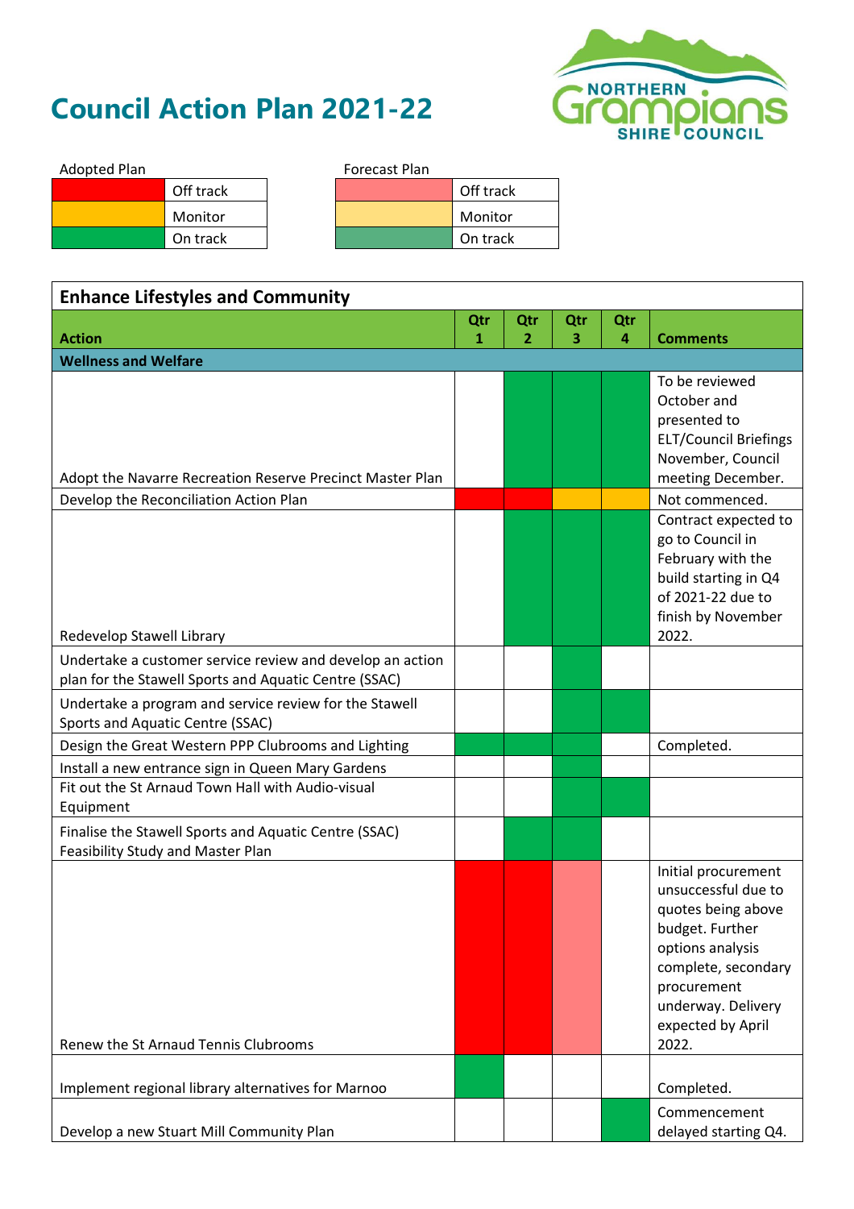# Council Action Plan 2021-22

NORTHERN Grampians SHIRE COUNCIL

| Adopted Plan | |
|---|---|
| (red) | Off track |
| (amber) | Monitor |
| (green) | On track |

| Forecast Plan | |
|---|---|
| (light red) | Off track |
| (light yellow) | Monitor |
| (light green) | On track |

## Enhance Lifestyles and Community

| Action | Qtr 1 | Qtr 2 | Qtr 3 | Qtr 4 | Comments |
|---|---|---|---|---|---|
| **Wellness and Welfare** | | | | | |
| Adopt the Navarre Recreation Reserve Precinct Master Plan | | On track | On track | On track | To be reviewed October and presented to ELT/Council Briefings November, Council meeting December. |
| Develop the Reconciliation Action Plan | Off track | Off track | Monitor | Monitor | Not commenced. |
| Redevelop Stawell Library | | On track | On track | On track | Contract expected to go to Council in February with the build starting in Q4 of 2021-22 due to finish by November 2022. |
| Undertake a customer service review and develop an action plan for the Stawell Sports and Aquatic Centre (SSAC) | | | On track | | |
| Undertake a program and service review for the Stawell Sports and Aquatic Centre (SSAC) | | | On track | On track | |
| Design the Great Western PPP Clubrooms and Lighting | On track | On track | On track | | Completed. |
| Install a new entrance sign in Queen Mary Gardens | | | On track | | |
| Fit out the St Arnaud Town Hall with Audio-visual Equipment | | | On track | On track | |
| Finalise the Stawell Sports and Aquatic Centre (SSAC) Feasibility Study and Master Plan | | On track | On track | | |
| Renew the St Arnaud Tennis Clubrooms | Off track | Off track | Off track (forecast) | | Initial procurement unsuccessful due to quotes being above budget. Further options analysis complete, secondary procurement underway. Delivery expected by April 2022. |
| Implement regional library alternatives for Marnoo | On track | | | | Completed. |
| Develop a new Stuart Mill Community Plan | | | | On track | Commencement delayed starting Q4. |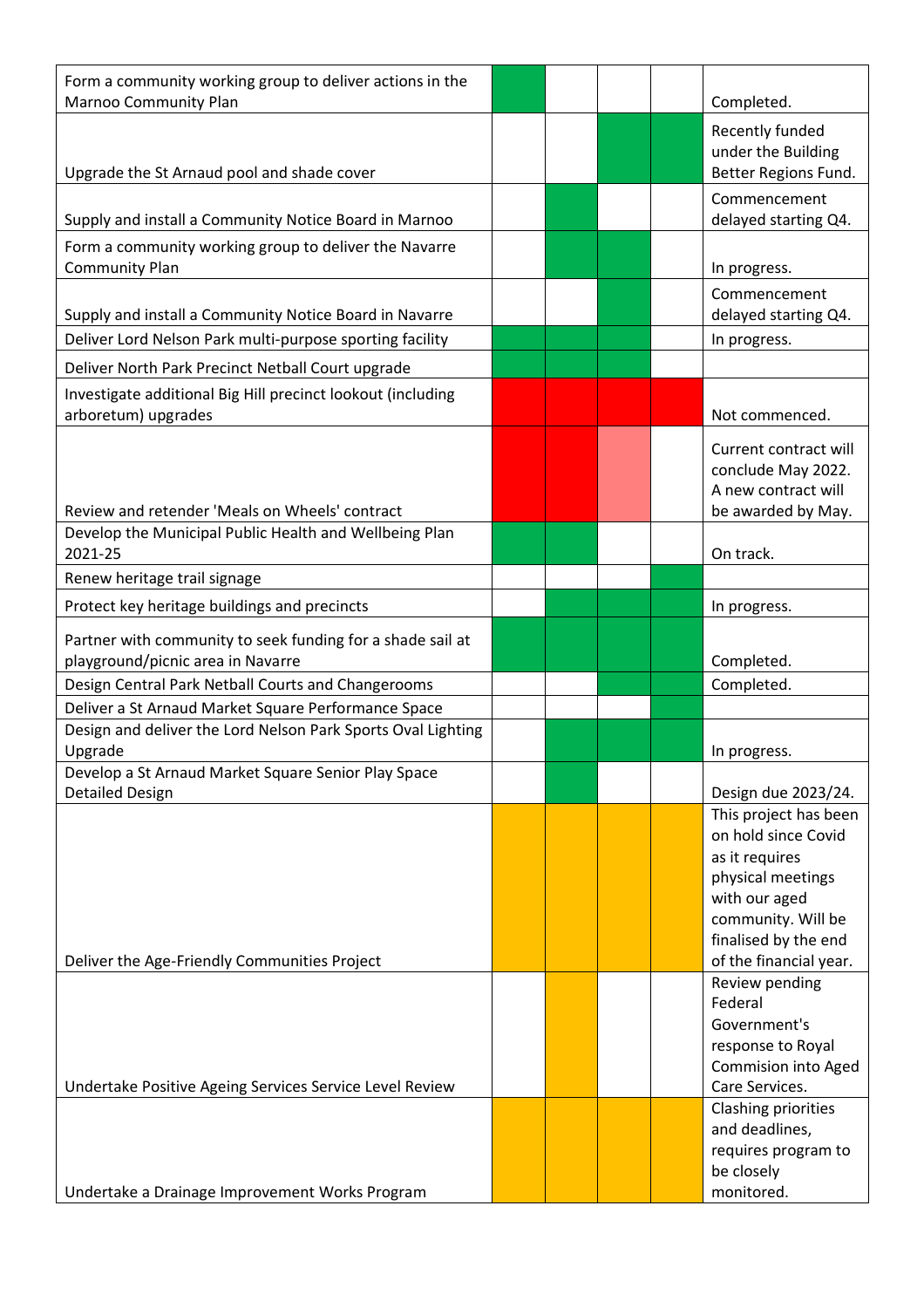| | | | | | |
|---|---|---|---|---|---|
| Form a community working group to deliver actions in the Marnoo Community Plan | Green | | | | Completed. |
| Upgrade the St Arnaud pool and shade cover | | | Green | Green | Recently funded under the Building Better Regions Fund. |
| Supply and install a Community Notice Board in Marnoo | | Green | | | Commencement delayed starting Q4. |
| Form a community working group to deliver the Navarre Community Plan | | Green | Green | | In progress. |
| Supply and install a Community Notice Board in Navarre | | | Green | | Commencement delayed starting Q4. |
| Deliver Lord Nelson Park multi-purpose sporting facility | Green | Green | Green | | In progress. |
| Deliver North Park Precinct Netball Court upgrade | Green | Green | Green | | |
| Investigate additional Big Hill precinct lookout (including arboretum) upgrades | Red | Red | Red | Red | Not commenced. |
| Review and retender 'Meals on Wheels' contract | Red | Red | Light red | | Current contract will conclude May 2022. A new contract will be awarded by May. |
| Develop the Municipal Public Health and Wellbeing Plan 2021-25 | Green | Green | | | On track. |
| Renew heritage trail signage | | | | Green | |
| Protect key heritage buildings and precincts | | Green | Green | Green | In progress. |
| Partner with community to seek funding for a shade sail at playground/picnic area in Navarre | Green | Green | Green | Green | Completed. |
| Design Central Park Netball Courts and Changerooms | | | Green | Green | Completed. |
| Deliver a St Arnaud Market Square Performance Space | | | | Green | |
| Design and deliver the Lord Nelson Park Sports Oval Lighting Upgrade | | Green | Green | Green | In progress. |
| Develop a St Arnaud Market Square Senior Play Space Detailed Design | | Green | | | Design due 2023/24. |
| Deliver the Age-Friendly Communities Project | Amber | Amber | Amber | Amber | This project has been on hold since Covid as it requires physical meetings with our aged community. Will be finalised by the end of the financial year. |
| Undertake Positive Ageing Services Service Level Review | | Amber | | | Review pending Federal Government's response to Royal Commision into Aged Care Services. |
| Undertake a Drainage Improvement Works Program | Amber | Amber | Amber | Amber | Clashing priorities and deadlines, requires program to be closely monitored. |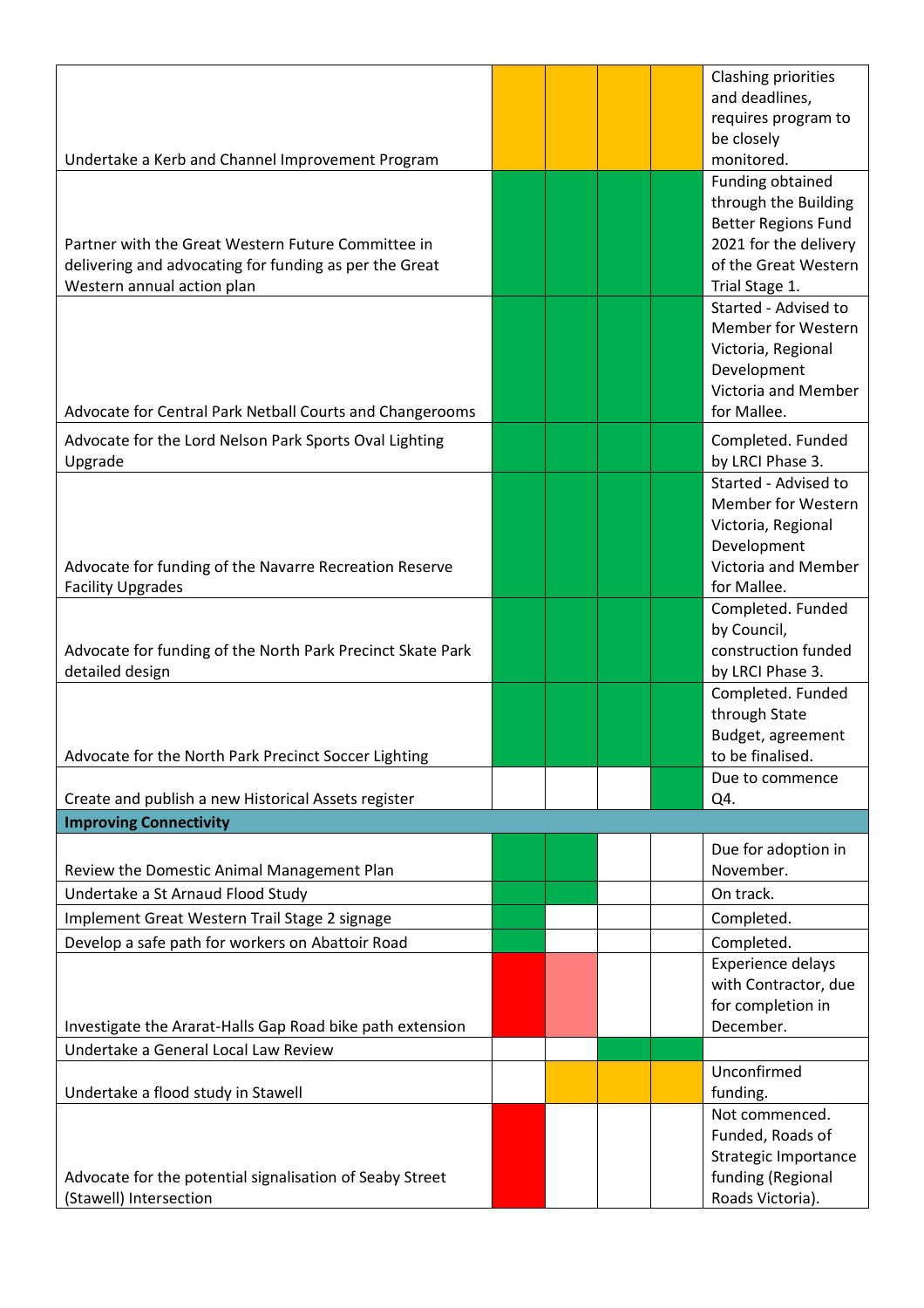| | | | | | |
|---|---|---|---|---|---|
| Undertake a Kerb and Channel Improvement Program | Amber | Amber | Amber | Amber | Clashing priorities and deadlines, requires program to be closely monitored. |
| Partner with the Great Western Future Committee in delivering and advocating for funding as per the Great Western annual action plan | Green | Green | Green | Green | Funding obtained through the Building Better Regions Fund 2021 for the delivery of the Great Western Trial Stage 1. |
| Advocate for Central Park Netball Courts and Changerooms | Green | Green | Green | Green | Started - Advised to Member for Western Victoria, Regional Development Victoria and Member for Mallee. |
| Advocate for the Lord Nelson Park Sports Oval Lighting Upgrade | Green | Green | Green | Green | Completed. Funded by LRCI Phase 3. |
| Advocate for funding of the Navarre Recreation Reserve Facility Upgrades | Green | Green | Green | Green | Started - Advised to Member for Western Victoria, Regional Development Victoria and Member for Mallee. |
| Advocate for funding of the North Park Precinct Skate Park detailed design | Green | Green | Green | Green | Completed. Funded by Council, construction funded by LRCI Phase 3. |
| Advocate for the North Park Precinct Soccer Lighting | Green | Green | Green | Green | Completed. Funded through State Budget, agreement to be finalised. |
| Create and publish a new Historical Assets register | | | | Green | Due to commence Q4. |
| **Improving Connectivity** | | | | | |
| Review the Domestic Animal Management Plan | Green | Green | | | Due for adoption in November. |
| Undertake a St Arnaud Flood Study | Green | Green | | | On track. |
| Implement Great Western Trail Stage 2 signage | Green | | | | Completed. |
| Develop a safe path for workers on Abattoir Road | Green | | | | Completed. |
| Investigate the Ararat-Halls Gap Road bike path extension | Red | Light red | | | Experience delays with Contractor, due for completion in December. |
| Undertake a General Local Law Review | | | Green | Green | |
| Undertake a flood study in Stawell | | Amber | Amber | Amber | Unconfirmed funding. |
| Advocate for the potential signalisation of Seaby Street (Stawell) Intersection | Red | | | | Not commenced. Funded, Roads of Strategic Importance funding (Regional Roads Victoria). |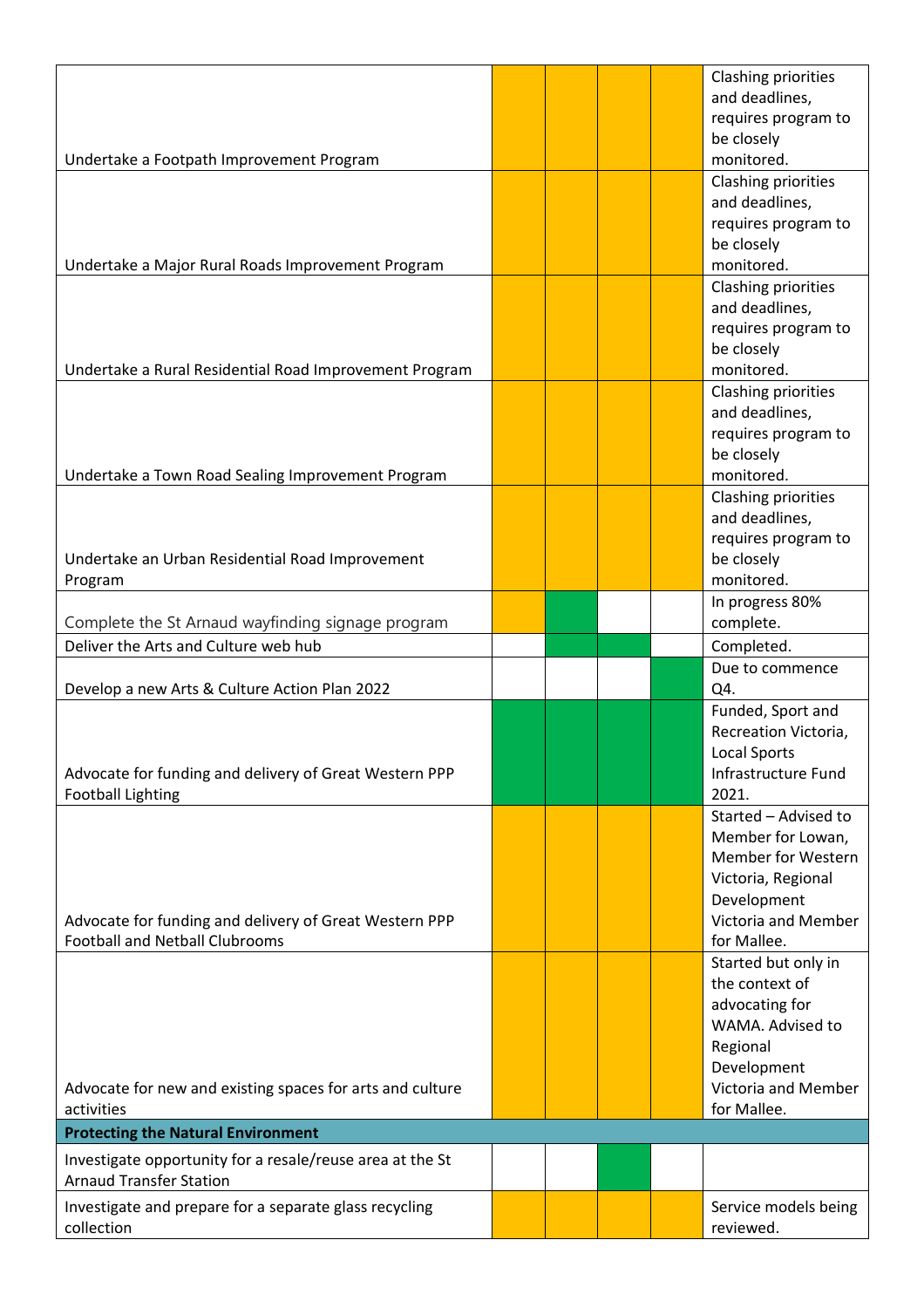| | | | | | |
|---|---|---|---|---|---|
| Undertake a Footpath Improvement Program | | | | | Clashing priorities and deadlines, requires program to be closely monitored. |
| Undertake a Major Rural Roads Improvement Program | | | | | Clashing priorities and deadlines, requires program to be closely monitored. |
| Undertake a Rural Residential Road Improvement Program | | | | | Clashing priorities and deadlines, requires program to be closely monitored. |
| Undertake a Town Road Sealing Improvement Program | | | | | Clashing priorities and deadlines, requires program to be closely monitored. |
| Undertake an Urban Residential Road Improvement Program | | | | | Clashing priorities and deadlines, requires program to be closely monitored. |
| Complete the St Arnaud wayfinding signage program | | | | | In progress 80% complete. |
| Deliver the Arts and Culture web hub | | | | | Completed. |
| Develop a new Arts & Culture Action Plan 2022 | | | | | Due to commence Q4. |
| Advocate for funding and delivery of Great Western PPP Football Lighting | | | | | Funded, Sport and Recreation Victoria, Local Sports Infrastructure Fund 2021. |
| Advocate for funding and delivery of Great Western PPP Football and Netball Clubrooms | | | | | Started – Advised to Member for Lowan, Member for Western Victoria, Regional Development Victoria and Member for Mallee. |
| Advocate for new and existing spaces for arts and culture activities | | | | | Started but only in the context of advocating for WAMA. Advised to Regional Development Victoria and Member for Mallee. |
| **Protecting the Natural Environment** | | | | | |
| Investigate opportunity for a resale/reuse area at the St Arnaud Transfer Station | | | | | |
| Investigate and prepare for a separate glass recycling collection | | | | | Service models being reviewed. |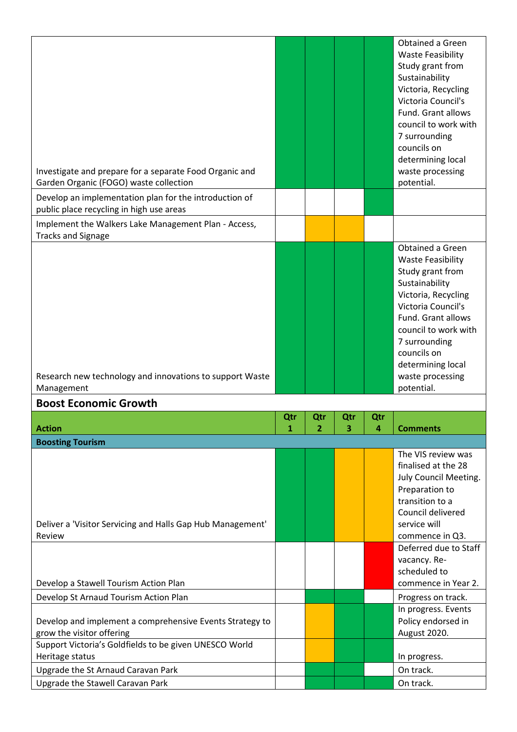| Action | Qtr 1 | Qtr 2 | Qtr 3 | Qtr 4 | Comments |
|---|---|---|---|---|---|
| Investigate and prepare for a separate Food Organic and Garden Organic (FOGO) waste collection | Green | Green | Green | Green | Obtained a Green Waste Feasibility Study grant from Sustainability Victoria, Recycling Victoria Council's Fund. Grant allows council to work with 7 surrounding councils on determining local waste processing potential. |
| Develop an implementation plan for the introduction of public place recycling in high use areas | | | | Green | |
| Implement the Walkers Lake Management Plan - Access, Tracks and Signage | | Amber | Amber | | |
| Research new technology and innovations to support Waste Management | Green | Green | Green | Green | Obtained a Green Waste Feasibility Study grant from Sustainability Victoria, Recycling Victoria Council's Fund. Grant allows council to work with 7 surrounding councils on determining local waste processing potential. |

## Boost Economic Growth

| Action | Qtr 1 | Qtr 2 | Qtr 3 | Qtr 4 | Comments |
|---|---|---|---|---|---|
| **Boosting Tourism** | | | | | |
| Deliver a 'Visitor Servicing and Halls Gap Hub Management' Review | Green | Green | Amber | Amber | The VIS review was finalised at the 28 July Council Meeting. Preparation to transition to a Council delivered service will commence in Q3. |
| Develop a Stawell Tourism Action Plan | | | | Red | Deferred due to Staff vacancy. Re-scheduled to commence in Year 2. |
| Develop St Arnaud Tourism Action Plan | | Green | Green | | Progress on track. |
| Develop and implement a comprehensive Events Strategy to grow the visitor offering | | Amber | Green | Green | In progress. Events Policy endorsed in August 2020. |
| Support Victoria's Goldfields to be given UNESCO World Heritage status | | Amber | Green | Green | In progress. |
| Upgrade the St Arnaud Caravan Park | | Green | Green | | On track. |
| Upgrade the Stawell Caravan Park | | Green | Green | Green | On track. |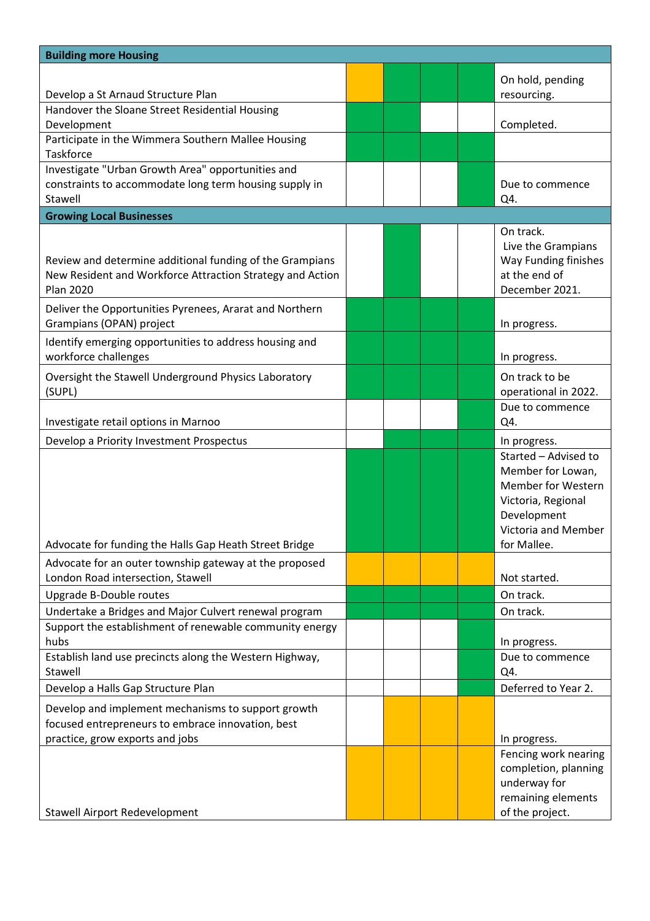| Building more Housing | | | | | |
|---|---|---|---|---|---|
| Develop a St Arnaud Structure Plan | | | | | On hold, pending resourcing. |
| Handover the Sloane Street Residential Housing Development | | | | | Completed. |
| Participate in the Wimmera Southern Mallee Housing Taskforce | | | | | |
| Investigate "Urban Growth Area" opportunities and constraints to accommodate long term housing supply in Stawell | | | | | Due to commence Q4. |
| **Growing Local Businesses** | | | | | |
| Review and determine additional funding of the Grampians New Resident and Workforce Attraction Strategy and Action Plan 2020 | | | | | On track. Live the Grampians Way Funding finishes at the end of December 2021. |
| Deliver the Opportunities Pyrenees, Ararat and Northern Grampians (OPAN) project | | | | | In progress. |
| Identify emerging opportunities to address housing and workforce challenges | | | | | In progress. |
| Oversight the Stawell Underground Physics Laboratory (SUPL) | | | | | On track to be operational in 2022. |
| Investigate retail options in Marnoo | | | | | Due to commence Q4. |
| Develop a Priority Investment Prospectus | | | | | In progress. |
| Advocate for funding the Halls Gap Heath Street Bridge | | | | | Started – Advised to Member for Lowan, Member for Western Victoria, Regional Development Victoria and Member for Mallee. |
| Advocate for an outer township gateway at the proposed London Road intersection, Stawell | | | | | Not started. |
| Upgrade B-Double routes | | | | | On track. |
| Undertake a Bridges and Major Culvert renewal program | | | | | On track. |
| Support the establishment of renewable community energy hubs | | | | | In progress. |
| Establish land use precincts along the Western Highway, Stawell | | | | | Due to commence Q4. |
| Develop a Halls Gap Structure Plan | | | | | Deferred to Year 2. |
| Develop and implement mechanisms to support growth focused entrepreneurs to embrace innovation, best practice, grow exports and jobs | | | | | In progress. |
| Stawell Airport Redevelopment | | | | | Fencing work nearing completion, planning underway for remaining elements of the project. |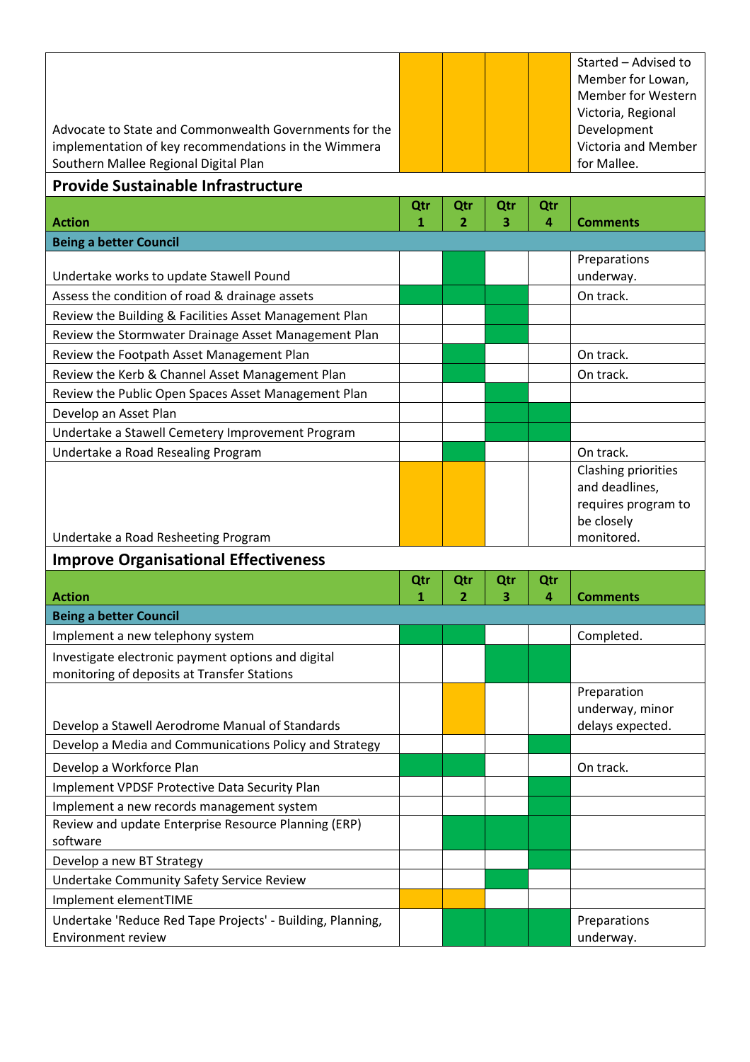| Action | Qtr 1 | Qtr 2 | Qtr 3 | Qtr 4 | Comments |
|---|---|---|---|---|---|
| Advocate to State and Commonwealth Governments for the implementation of key recommendations in the Wimmera Southern Mallee Regional Digital Plan | | | | | Started – Advised to Member for Lowan, Member for Western Victoria, Regional Development Victoria and Member for Mallee. |

## Provide Sustainable Infrastructure

| Action | Qtr 1 | Qtr 2 | Qtr 3 | Qtr 4 | Comments |
|---|---|---|---|---|---|
| **Being a better Council** | | | | | |
| Undertake works to update Stawell Pound | | | | | Preparations underway. |
| Assess the condition of road & drainage assets | | | | | On track. |
| Review the Building & Facilities Asset Management Plan | | | | | |
| Review the Stormwater Drainage Asset Management Plan | | | | | |
| Review the Footpath Asset Management Plan | | | | | On track. |
| Review the Kerb & Channel Asset Management Plan | | | | | On track. |
| Review the Public Open Spaces Asset Management Plan | | | | | |
| Develop an Asset Plan | | | | | |
| Undertake a Stawell Cemetery Improvement Program | | | | | |
| Undertake a Road Resealing Program | | | | | On track. |
| Undertake a Road Resheeting Program | | | | | Clashing priorities and deadlines, requires program to be closely monitored. |

## Improve Organisational Effectiveness

| Action | Qtr 1 | Qtr 2 | Qtr 3 | Qtr 4 | Comments |
|---|---|---|---|---|---|
| **Being a better Council** | | | | | |
| Implement a new telephony system | | | | | Completed. |
| Investigate electronic payment options and digital monitoring of deposits at Transfer Stations | | | | | |
| Develop a Stawell Aerodrome Manual of Standards | | | | | Preparation underway, minor delays expected. |
| Develop a Media and Communications Policy and Strategy | | | | | |
| Develop a Workforce Plan | | | | | On track. |
| Implement VPDSF Protective Data Security Plan | | | | | |
| Implement a new records management system | | | | | |
| Review and update Enterprise Resource Planning (ERP) software | | | | | |
| Develop a new BT Strategy | | | | | |
| Undertake Community Safety Service Review | | | | | |
| Implement elementTIME | | | | | |
| Undertake 'Reduce Red Tape Projects' - Building, Planning, Environment review | | | | | Preparations underway. |